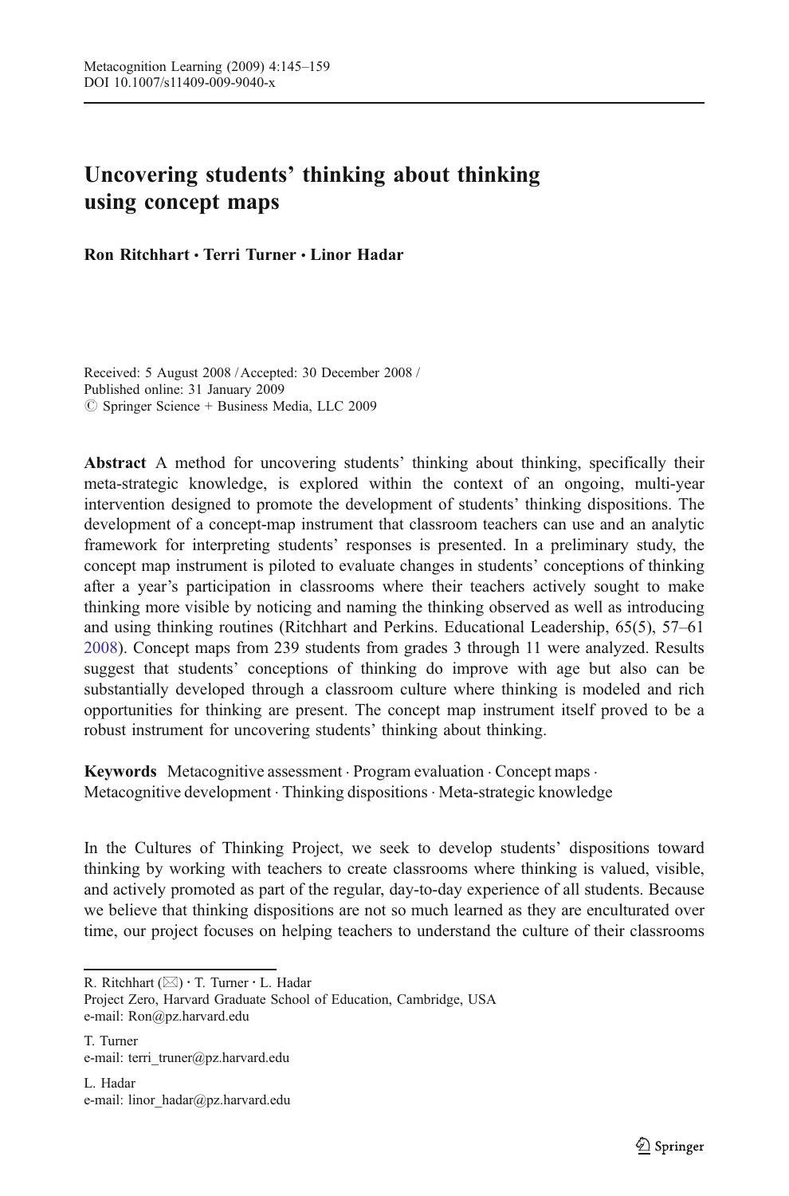# Uncovering students' thinking about thinking using concept maps

**Ron Ritchhart · Terri Turner · Linor Hadar**

Received: 5 August 2008 / Accepted: 30 December 2008 /
Published online: 31 January 2009
© Springer Science + Business Media, LLC 2009

**Abstract** A method for uncovering students' thinking about thinking, specifically their meta-strategic knowledge, is explored within the context of an ongoing, multi-year intervention designed to promote the development of students' thinking dispositions. The development of a concept-map instrument that classroom teachers can use and an analytic framework for interpreting students' responses is presented. In a preliminary study, the concept map instrument is piloted to evaluate changes in students' conceptions of thinking after a year's participation in classrooms where their teachers actively sought to make thinking more visible by noticing and naming the thinking observed as well as introducing and using thinking routines (Ritchhart and Perkins. Educational Leadership, 65(5), 57–61 2008). Concept maps from 239 students from grades 3 through 11 were analyzed. Results suggest that students' conceptions of thinking do improve with age but also can be substantially developed through a classroom culture where thinking is modeled and rich opportunities for thinking are present. The concept map instrument itself proved to be a robust instrument for uncovering students' thinking about thinking.

**Keywords** Metacognitive assessment · Program evaluation · Concept maps · Metacognitive development · Thinking dispositions · Meta-strategic knowledge

In the Cultures of Thinking Project, we seek to develop students' dispositions toward thinking by working with teachers to create classrooms where thinking is valued, visible, and actively promoted as part of the regular, day-to-day experience of all students. Because we believe that thinking dispositions are not so much learned as they are enculturated over time, our project focuses on helping teachers to understand the culture of their classrooms

---

R. Ritchhart (✉) · T. Turner · L. Hadar
Project Zero, Harvard Graduate School of Education, Cambridge, USA
e-mail: Ron@pz.harvard.edu

T. Turner
e-mail: terri_truner@pz.harvard.edu

L. Hadar
e-mail: linor_hadar@pz.harvard.edu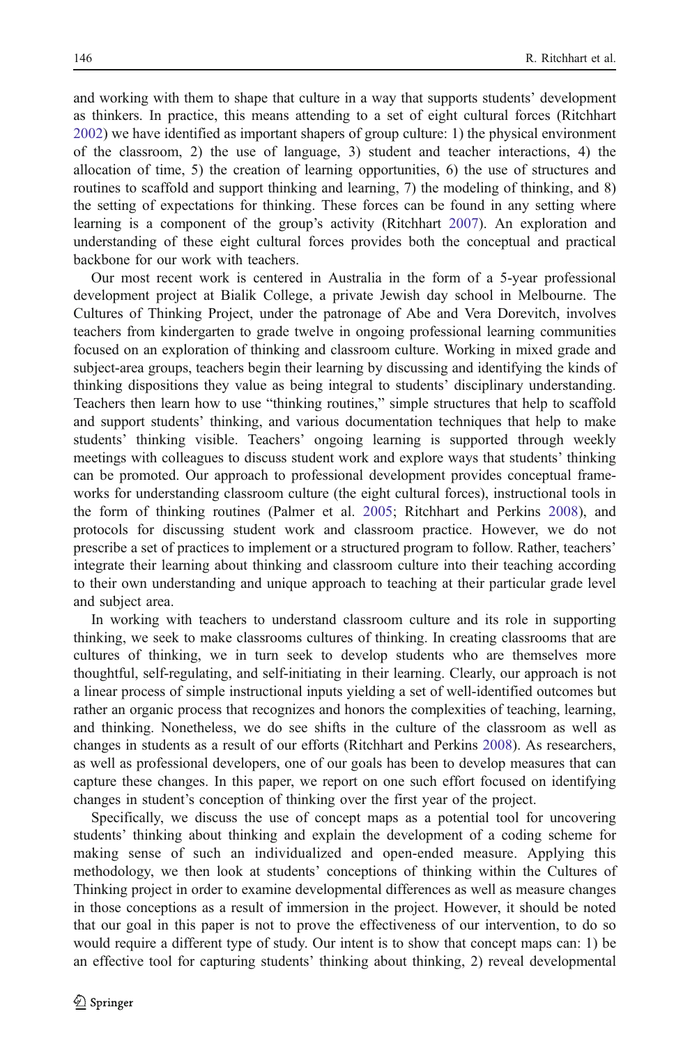and working with them to shape that culture in a way that supports students' development as thinkers. In practice, this means attending to a set of eight cultural forces (Ritchhart 2002) we have identified as important shapers of group culture: 1) the physical environment of the classroom, 2) the use of language, 3) student and teacher interactions, 4) the allocation of time, 5) the creation of learning opportunities, 6) the use of structures and routines to scaffold and support thinking and learning, 7) the modeling of thinking, and 8) the setting of expectations for thinking. These forces can be found in any setting where learning is a component of the group's activity (Ritchhart 2007). An exploration and understanding of these eight cultural forces provides both the conceptual and practical backbone for our work with teachers.

Our most recent work is centered in Australia in the form of a 5-year professional development project at Bialik College, a private Jewish day school in Melbourne. The Cultures of Thinking Project, under the patronage of Abe and Vera Dorevitch, involves teachers from kindergarten to grade twelve in ongoing professional learning communities focused on an exploration of thinking and classroom culture. Working in mixed grade and subject-area groups, teachers begin their learning by discussing and identifying the kinds of thinking dispositions they value as being integral to students' disciplinary understanding. Teachers then learn how to use "thinking routines," simple structures that help to scaffold and support students' thinking, and various documentation techniques that help to make students' thinking visible. Teachers' ongoing learning is supported through weekly meetings with colleagues to discuss student work and explore ways that students' thinking can be promoted. Our approach to professional development provides conceptual frameworks for understanding classroom culture (the eight cultural forces), instructional tools in the form of thinking routines (Palmer et al. 2005; Ritchhart and Perkins 2008), and protocols for discussing student work and classroom practice. However, we do not prescribe a set of practices to implement or a structured program to follow. Rather, teachers' integrate their learning about thinking and classroom culture into their teaching according to their own understanding and unique approach to teaching at their particular grade level and subject area.

In working with teachers to understand classroom culture and its role in supporting thinking, we seek to make classrooms cultures of thinking. In creating classrooms that are cultures of thinking, we in turn seek to develop students who are themselves more thoughtful, self-regulating, and self-initiating in their learning. Clearly, our approach is not a linear process of simple instructional inputs yielding a set of well-identified outcomes but rather an organic process that recognizes and honors the complexities of teaching, learning, and thinking. Nonetheless, we do see shifts in the culture of the classroom as well as changes in students as a result of our efforts (Ritchhart and Perkins 2008). As researchers, as well as professional developers, one of our goals has been to develop measures that can capture these changes. In this paper, we report on one such effort focused on identifying changes in student's conception of thinking over the first year of the project.

Specifically, we discuss the use of concept maps as a potential tool for uncovering students' thinking about thinking and explain the development of a coding scheme for making sense of such an individualized and open-ended measure. Applying this methodology, we then look at students' conceptions of thinking within the Cultures of Thinking project in order to examine developmental differences as well as measure changes in those conceptions as a result of immersion in the project. However, it should be noted that our goal in this paper is not to prove the effectiveness of our intervention, to do so would require a different type of study. Our intent is to show that concept maps can: 1) be an effective tool for capturing students' thinking about thinking, 2) reveal developmental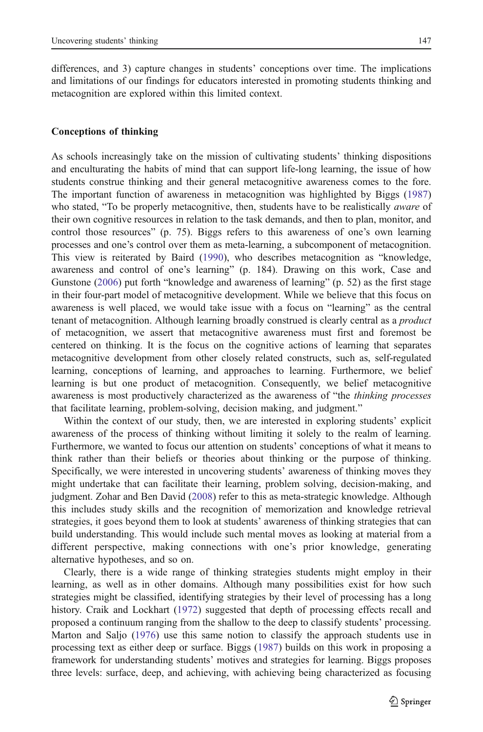differences, and 3) capture changes in students' conceptions over time. The implications and limitations of our findings for educators interested in promoting students thinking and metacognition are explored within this limited context.

### Conceptions of thinking

As schools increasingly take on the mission of cultivating students' thinking dispositions and enculturating the habits of mind that can support life-long learning, the issue of how students construe thinking and their general metacognitive awareness comes to the fore. The important function of awareness in metacognition was highlighted by Biggs (1987) who stated, "To be properly metacognitive, then, students have to be realistically *aware* of their own cognitive resources in relation to the task demands, and then to plan, monitor, and control those resources" (p. 75). Biggs refers to this awareness of one's own learning processes and one's control over them as meta-learning, a subcomponent of metacognition. This view is reiterated by Baird (1990), who describes metacognition as "knowledge, awareness and control of one's learning" (p. 184). Drawing on this work, Case and Gunstone (2006) put forth "knowledge and awareness of learning" (p. 52) as the first stage in their four-part model of metacognitive development. While we believe that this focus on awareness is well placed, we would take issue with a focus on "learning" as the central tenant of metacognition. Although learning broadly construed is clearly central as a *product* of metacognition, we assert that metacognitive awareness must first and foremost be centered on thinking. It is the focus on the cognitive actions of learning that separates metacognitive development from other closely related constructs, such as, self-regulated learning, conceptions of learning, and approaches to learning. Furthermore, we belief learning is but one product of metacognition. Consequently, we belief metacognitive awareness is most productively characterized as the awareness of "the *thinking processes* that facilitate learning, problem-solving, decision making, and judgment."

Within the context of our study, then, we are interested in exploring students' explicit awareness of the process of thinking without limiting it solely to the realm of learning. Furthermore, we wanted to focus our attention on students' conceptions of what it means to think rather than their beliefs or theories about thinking or the purpose of thinking. Specifically, we were interested in uncovering students' awareness of thinking moves they might undertake that can facilitate their learning, problem solving, decision-making, and judgment. Zohar and Ben David (2008) refer to this as meta-strategic knowledge. Although this includes study skills and the recognition of memorization and knowledge retrieval strategies, it goes beyond them to look at students' awareness of thinking strategies that can build understanding. This would include such mental moves as looking at material from a different perspective, making connections with one's prior knowledge, generating alternative hypotheses, and so on.

Clearly, there is a wide range of thinking strategies students might employ in their learning, as well as in other domains. Although many possibilities exist for how such strategies might be classified, identifying strategies by their level of processing has a long history. Craik and Lockhart (1972) suggested that depth of processing effects recall and proposed a continuum ranging from the shallow to the deep to classify students' processing. Marton and Saljo (1976) use this same notion to classify the approach students use in processing text as either deep or surface. Biggs (1987) builds on this work in proposing a framework for understanding students' motives and strategies for learning. Biggs proposes three levels: surface, deep, and achieving, with achieving being characterized as focusing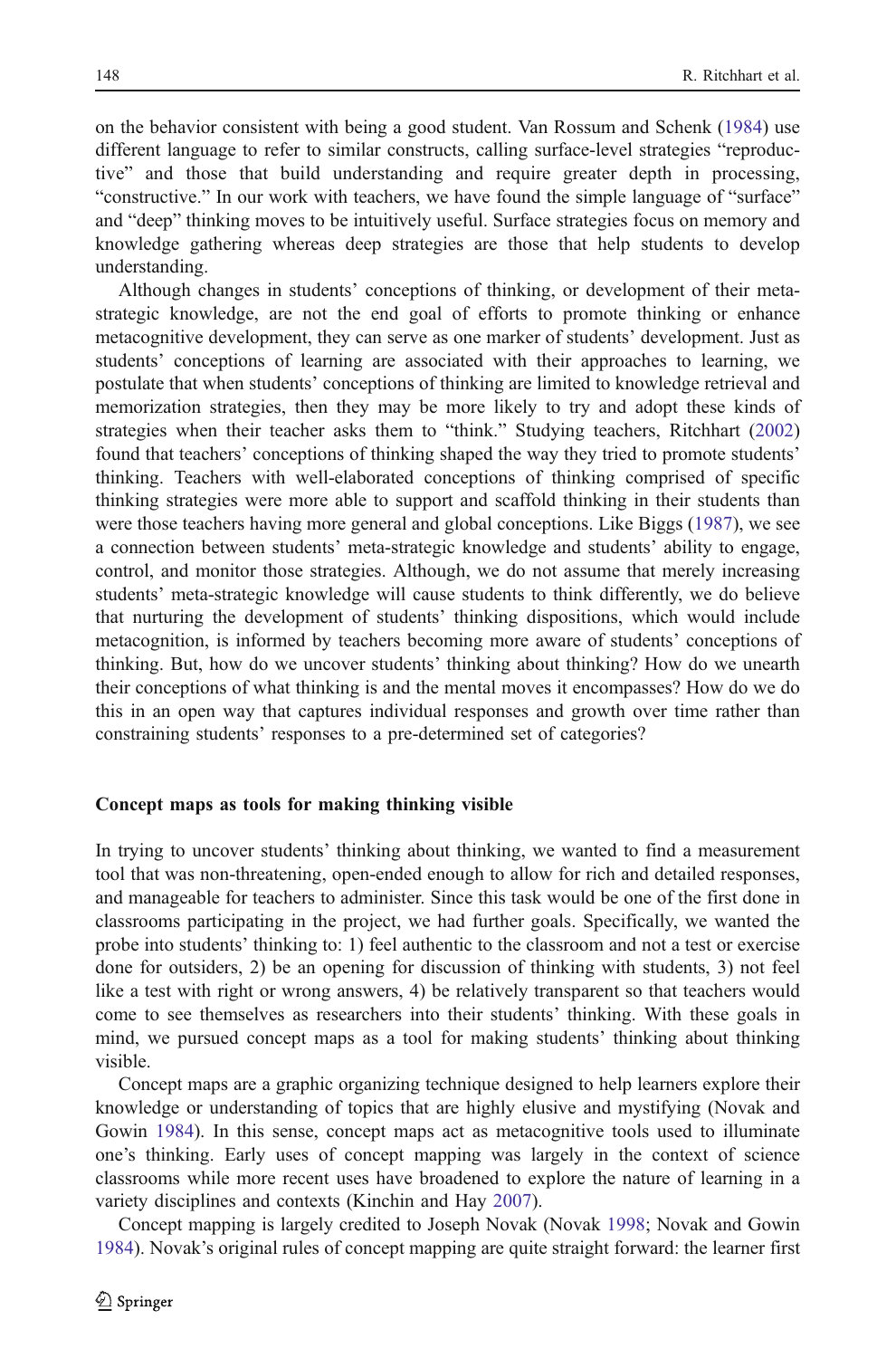on the behavior consistent with being a good student. Van Rossum and Schenk (1984) use different language to refer to similar constructs, calling surface-level strategies "reproductive" and those that build understanding and require greater depth in processing, "constructive." In our work with teachers, we have found the simple language of "surface" and "deep" thinking moves to be intuitively useful. Surface strategies focus on memory and knowledge gathering whereas deep strategies are those that help students to develop understanding.

Although changes in students' conceptions of thinking, or development of their meta-strategic knowledge, are not the end goal of efforts to promote thinking or enhance metacognitive development, they can serve as one marker of students' development. Just as students' conceptions of learning are associated with their approaches to learning, we postulate that when students' conceptions of thinking are limited to knowledge retrieval and memorization strategies, then they may be more likely to try and adopt these kinds of strategies when their teacher asks them to "think." Studying teachers, Ritchhart (2002) found that teachers' conceptions of thinking shaped the way they tried to promote students' thinking. Teachers with well-elaborated conceptions of thinking comprised of specific thinking strategies were more able to support and scaffold thinking in their students than were those teachers having more general and global conceptions. Like Biggs (1987), we see a connection between students' meta-strategic knowledge and students' ability to engage, control, and monitor those strategies. Although, we do not assume that merely increasing students' meta-strategic knowledge will cause students to think differently, we do believe that nurturing the development of students' thinking dispositions, which would include metacognition, is informed by teachers becoming more aware of students' conceptions of thinking. But, how do we uncover students' thinking about thinking? How do we unearth their conceptions of what thinking is and the mental moves it encompasses? How do we do this in an open way that captures individual responses and growth over time rather than constraining students' responses to a pre-determined set of categories?

## Concept maps as tools for making thinking visible

In trying to uncover students' thinking about thinking, we wanted to find a measurement tool that was non-threatening, open-ended enough to allow for rich and detailed responses, and manageable for teachers to administer. Since this task would be one of the first done in classrooms participating in the project, we had further goals. Specifically, we wanted the probe into students' thinking to: 1) feel authentic to the classroom and not a test or exercise done for outsiders, 2) be an opening for discussion of thinking with students, 3) not feel like a test with right or wrong answers, 4) be relatively transparent so that teachers would come to see themselves as researchers into their students' thinking. With these goals in mind, we pursued concept maps as a tool for making students' thinking about thinking visible.

Concept maps are a graphic organizing technique designed to help learners explore their knowledge or understanding of topics that are highly elusive and mystifying (Novak and Gowin 1984). In this sense, concept maps act as metacognitive tools used to illuminate one's thinking. Early uses of concept mapping was largely in the context of science classrooms while more recent uses have broadened to explore the nature of learning in a variety disciplines and contexts (Kinchin and Hay 2007).

Concept mapping is largely credited to Joseph Novak (Novak 1998; Novak and Gowin 1984). Novak's original rules of concept mapping are quite straight forward: the learner first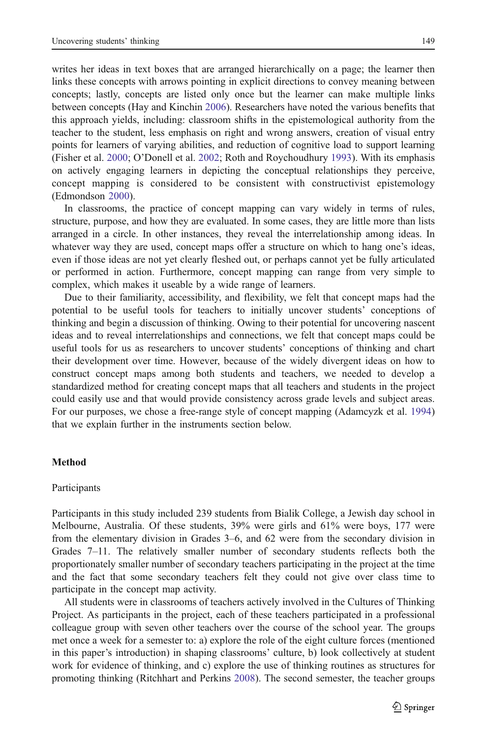writes her ideas in text boxes that are arranged hierarchically on a page; the learner then links these concepts with arrows pointing in explicit directions to convey meaning between concepts; lastly, concepts are listed only once but the learner can make multiple links between concepts (Hay and Kinchin 2006). Researchers have noted the various benefits that this approach yields, including: classroom shifts in the epistemological authority from the teacher to the student, less emphasis on right and wrong answers, creation of visual entry points for learners of varying abilities, and reduction of cognitive load to support learning (Fisher et al. 2000; O'Donell et al. 2002; Roth and Roychoudhury 1993). With its emphasis on actively engaging learners in depicting the conceptual relationships they perceive, concept mapping is considered to be consistent with constructivist epistemology (Edmondson 2000).

In classrooms, the practice of concept mapping can vary widely in terms of rules, structure, purpose, and how they are evaluated. In some cases, they are little more than lists arranged in a circle. In other instances, they reveal the interrelationship among ideas. In whatever way they are used, concept maps offer a structure on which to hang one's ideas, even if those ideas are not yet clearly fleshed out, or perhaps cannot yet be fully articulated or performed in action. Furthermore, concept mapping can range from very simple to complex, which makes it useable by a wide range of learners.

Due to their familiarity, accessibility, and flexibility, we felt that concept maps had the potential to be useful tools for teachers to initially uncover students' conceptions of thinking and begin a discussion of thinking. Owing to their potential for uncovering nascent ideas and to reveal interrelationships and connections, we felt that concept maps could be useful tools for us as researchers to uncover students' conceptions of thinking and chart their development over time. However, because of the widely divergent ideas on how to construct concept maps among both students and teachers, we needed to develop a standardized method for creating concept maps that all teachers and students in the project could easily use and that would provide consistency across grade levels and subject areas. For our purposes, we chose a free-range style of concept mapping (Adamcyzk et al. 1994) that we explain further in the instruments section below.

## Method

### Participants

Participants in this study included 239 students from Bialik College, a Jewish day school in Melbourne, Australia. Of these students, 39% were girls and 61% were boys, 177 were from the elementary division in Grades 3–6, and 62 were from the secondary division in Grades 7–11. The relatively smaller number of secondary students reflects both the proportionately smaller number of secondary teachers participating in the project at the time and the fact that some secondary teachers felt they could not give over class time to participate in the concept map activity.

All students were in classrooms of teachers actively involved in the Cultures of Thinking Project. As participants in the project, each of these teachers participated in a professional colleague group with seven other teachers over the course of the school year. The groups met once a week for a semester to: a) explore the role of the eight culture forces (mentioned in this paper's introduction) in shaping classrooms' culture, b) look collectively at student work for evidence of thinking, and c) explore the use of thinking routines as structures for promoting thinking (Ritchhart and Perkins 2008). The second semester, the teacher groups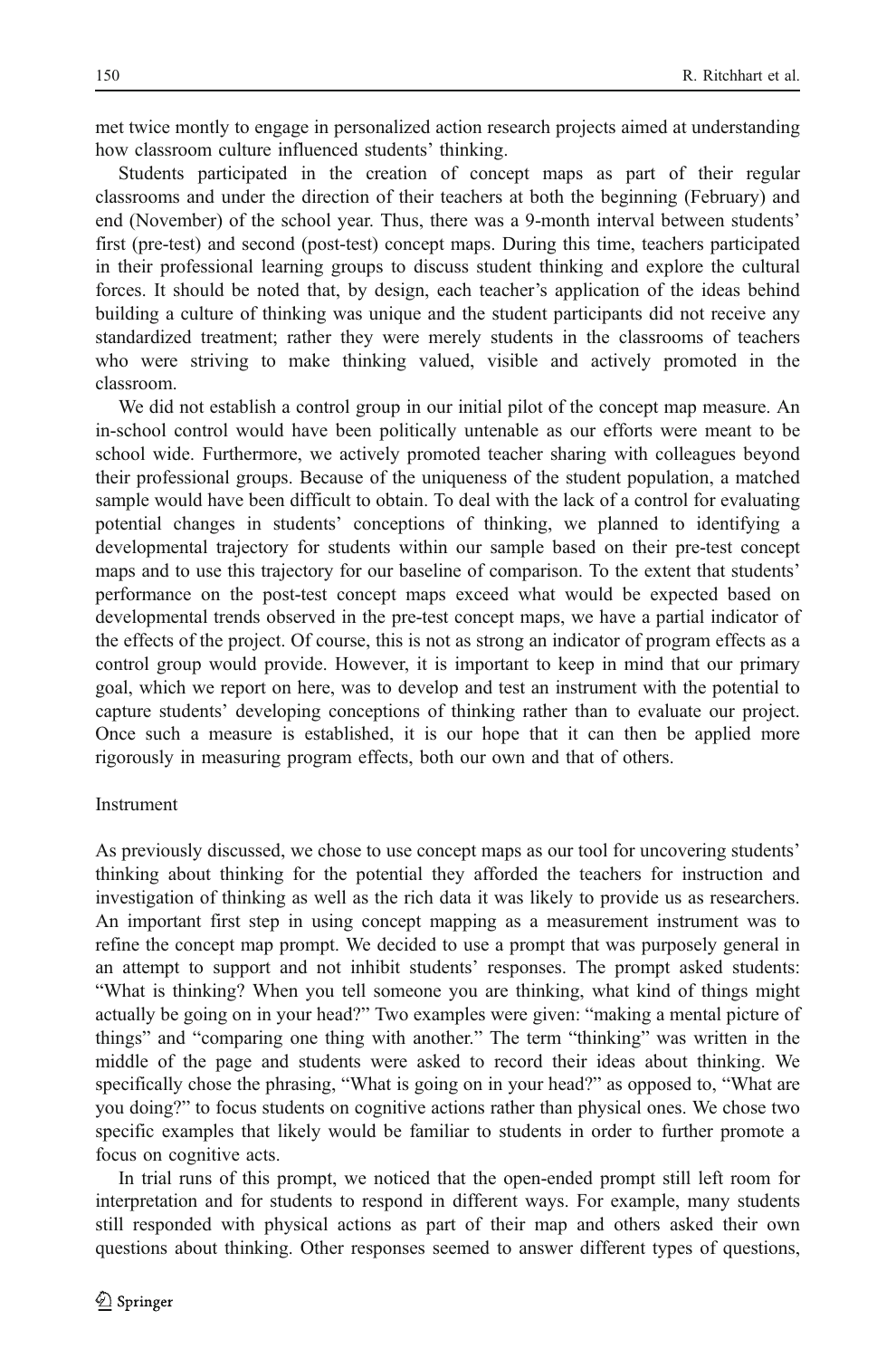met twice montly to engage in personalized action research projects aimed at understanding how classroom culture influenced students' thinking.

Students participated in the creation of concept maps as part of their regular classrooms and under the direction of their teachers at both the beginning (February) and end (November) of the school year. Thus, there was a 9-month interval between students' first (pre-test) and second (post-test) concept maps. During this time, teachers participated in their professional learning groups to discuss student thinking and explore the cultural forces. It should be noted that, by design, each teacher's application of the ideas behind building a culture of thinking was unique and the student participants did not receive any standardized treatment; rather they were merely students in the classrooms of teachers who were striving to make thinking valued, visible and actively promoted in the classroom.

We did not establish a control group in our initial pilot of the concept map measure. An in-school control would have been politically untenable as our efforts were meant to be school wide. Furthermore, we actively promoted teacher sharing with colleagues beyond their professional groups. Because of the uniqueness of the student population, a matched sample would have been difficult to obtain. To deal with the lack of a control for evaluating potential changes in students' conceptions of thinking, we planned to identifying a developmental trajectory for students within our sample based on their pre-test concept maps and to use this trajectory for our baseline of comparison. To the extent that students' performance on the post-test concept maps exceed what would be expected based on developmental trends observed in the pre-test concept maps, we have a partial indicator of the effects of the project. Of course, this is not as strong an indicator of program effects as a control group would provide. However, it is important to keep in mind that our primary goal, which we report on here, was to develop and test an instrument with the potential to capture students' developing conceptions of thinking rather than to evaluate our project. Once such a measure is established, it is our hope that it can then be applied more rigorously in measuring program effects, both our own and that of others.

### Instrument

As previously discussed, we chose to use concept maps as our tool for uncovering students' thinking about thinking for the potential they afforded the teachers for instruction and investigation of thinking as well as the rich data it was likely to provide us as researchers. An important first step in using concept mapping as a measurement instrument was to refine the concept map prompt. We decided to use a prompt that was purposely general in an attempt to support and not inhibit students' responses. The prompt asked students: "What is thinking? When you tell someone you are thinking, what kind of things might actually be going on in your head?" Two examples were given: "making a mental picture of things" and "comparing one thing with another." The term "thinking" was written in the middle of the page and students were asked to record their ideas about thinking. We specifically chose the phrasing, "What is going on in your head?" as opposed to, "What are you doing?" to focus students on cognitive actions rather than physical ones. We chose two specific examples that likely would be familiar to students in order to further promote a focus on cognitive acts.

In trial runs of this prompt, we noticed that the open-ended prompt still left room for interpretation and for students to respond in different ways. For example, many students still responded with physical actions as part of their map and others asked their own questions about thinking. Other responses seemed to answer different types of questions,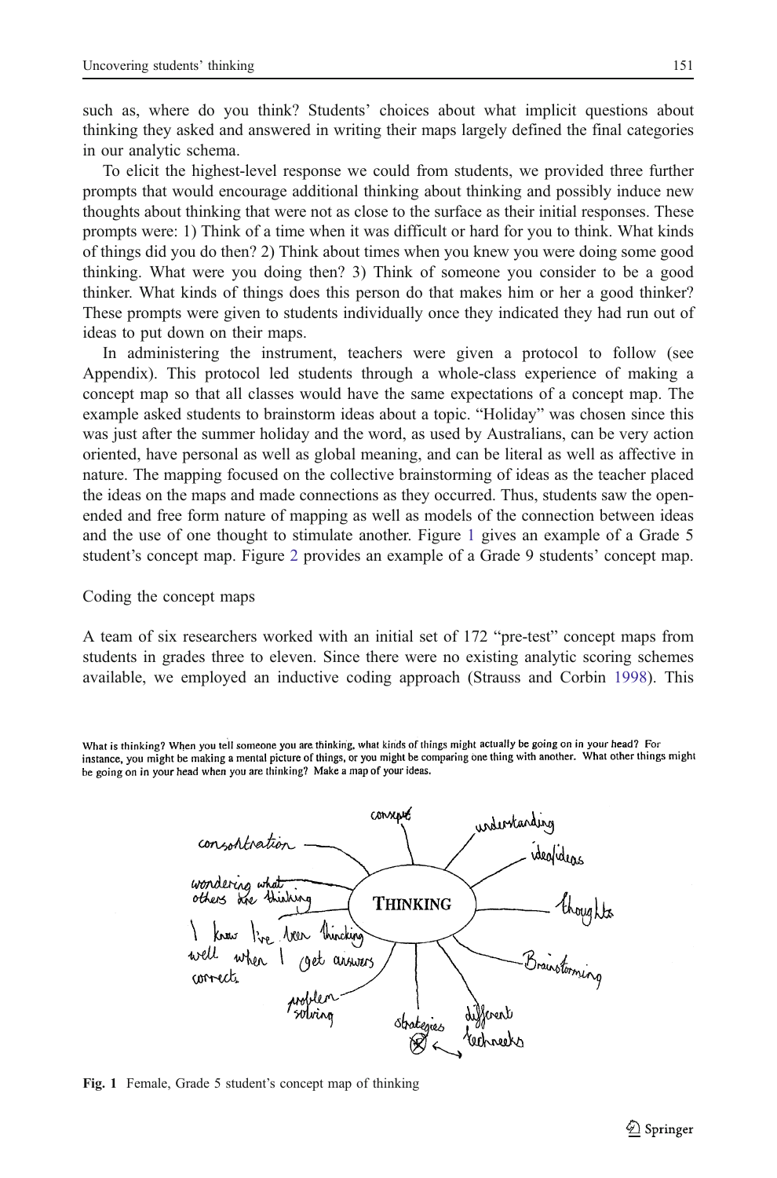such as, where do you think? Students' choices about what implicit questions about thinking they asked and answered in writing their maps largely defined the final categories in our analytic schema.

To elicit the highest-level response we could from students, we provided three further prompts that would encourage additional thinking about thinking and possibly induce new thoughts about thinking that were not as close to the surface as their initial responses. These prompts were: 1) Think of a time when it was difficult or hard for you to think. What kinds of things did you do then? 2) Think about times when you knew you were doing some good thinking. What were you doing then? 3) Think of someone you consider to be a good thinker. What kinds of things does this person do that makes him or her a good thinker? These prompts were given to students individually once they indicated they had run out of ideas to put down on their maps.

In administering the instrument, teachers were given a protocol to follow (see Appendix). This protocol led students through a whole-class experience of making a concept map so that all classes would have the same expectations of a concept map. The example asked students to brainstorm ideas about a topic. "Holiday" was chosen since this was just after the summer holiday and the word, as used by Australians, can be very action oriented, have personal as well as global meaning, and can be literal as well as affective in nature. The mapping focused on the collective brainstorming of ideas as the teacher placed the ideas on the maps and made connections as they occurred. Thus, students saw the open-ended and free form nature of mapping as well as models of the connection between ideas and the use of one thought to stimulate another. Figure 1 gives an example of a Grade 5 student's concept map. Figure 2 provides an example of a Grade 9 students' concept map.

## Coding the concept maps

A team of six researchers worked with an initial set of 172 "pre-test" concept maps from students in grades three to eleven. Since there were no existing analytic scoring schemes available, we employed an inductive coding approach (Strauss and Corbin 1998). This

What is thinking? When you tell someone you are thinking, what kinds of things might actually be going on in your head? For instance, you might be making a mental picture of things, or you might be comparing one thing with another. What other things might be going on in your head when you are thinking? Make a map of your ideas.

THINKING

consontration

concept

understanding

idea/ideas

thoughts

wondering what others are thinking

I know I've been thinking well when I get answers correct.

Brainstorming

problem solving

strategies

different techneeks

**Fig. 1** Female, Grade 5 student's concept map of thinking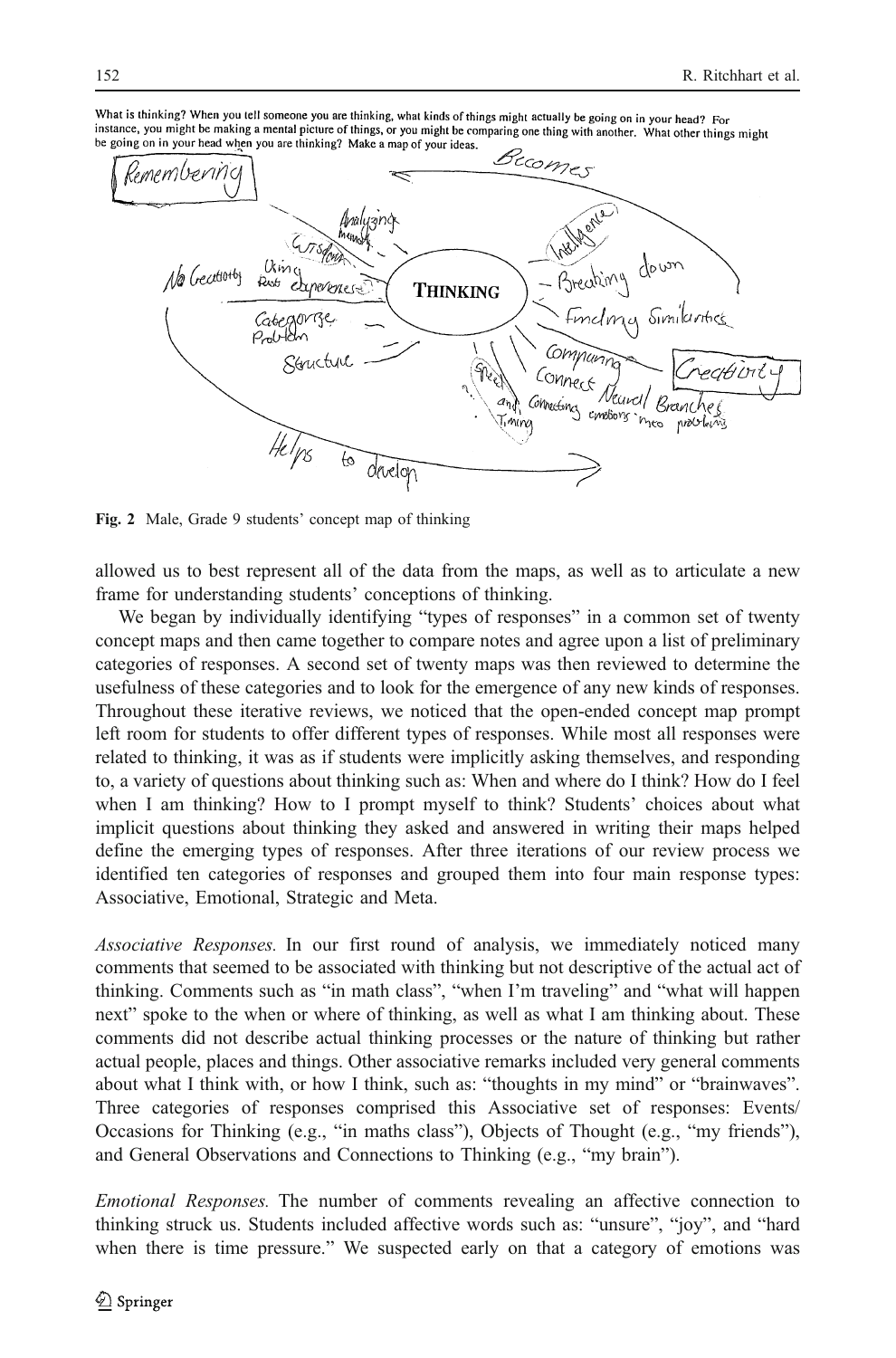What is thinking? When you tell someone you are thinking, what kinds of things might actually be going on in your head? For instance, you might be making a mental picture of things, or you might be comparing one thing with another. What other things might be going on in your head when you are thinking? Make a map of your ideas.

Fig. 2 Male, Grade 9 students' concept map of thinking

allowed us to best represent all of the data from the maps, as well as to articulate a new frame for understanding students' conceptions of thinking.

We began by individually identifying "types of responses" in a common set of twenty concept maps and then came together to compare notes and agree upon a list of preliminary categories of responses. A second set of twenty maps was then reviewed to determine the usefulness of these categories and to look for the emergence of any new kinds of responses. Throughout these iterative reviews, we noticed that the open-ended concept map prompt left room for students to offer different types of responses. While most all responses were related to thinking, it was as if students were implicitly asking themselves, and responding to, a variety of questions about thinking such as: When and where do I think? How do I feel when I am thinking? How to I prompt myself to think? Students' choices about what implicit questions about thinking they asked and answered in writing their maps helped define the emerging types of responses. After three iterations of our review process we identified ten categories of responses and grouped them into four main response types: Associative, Emotional, Strategic and Meta.

*Associative Responses.* In our first round of analysis, we immediately noticed many comments that seemed to be associated with thinking but not descriptive of the actual act of thinking. Comments such as "in math class", "when I'm traveling" and "what will happen next" spoke to the when or where of thinking, as well as what I am thinking about. These comments did not describe actual thinking processes or the nature of thinking but rather actual people, places and things. Other associative remarks included very general comments about what I think with, or how I think, such as: "thoughts in my mind" or "brainwaves". Three categories of responses comprised this Associative set of responses: Events/ Occasions for Thinking (e.g., "in maths class"), Objects of Thought (e.g., "my friends"), and General Observations and Connections to Thinking (e.g., "my brain").

*Emotional Responses.* The number of comments revealing an affective connection to thinking struck us. Students included affective words such as: "unsure", "joy", and "hard when there is time pressure." We suspected early on that a category of emotions was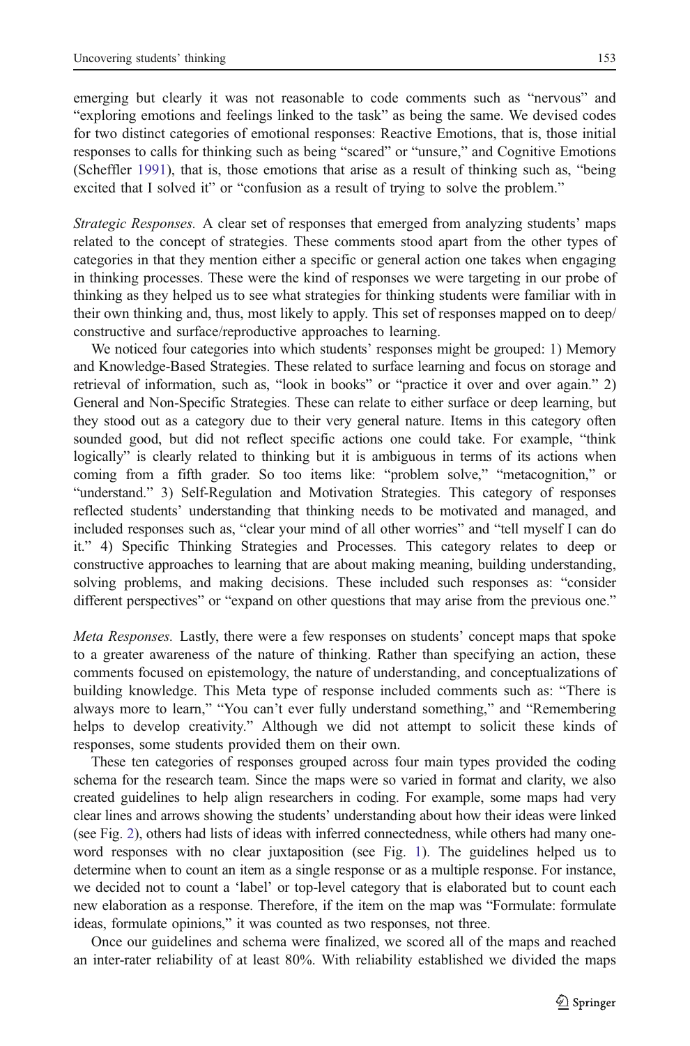emerging but clearly it was not reasonable to code comments such as "nervous" and "exploring emotions and feelings linked to the task" as being the same. We devised codes for two distinct categories of emotional responses: Reactive Emotions, that is, those initial responses to calls for thinking such as being "scared" or "unsure," and Cognitive Emotions (Scheffler 1991), that is, those emotions that arise as a result of thinking such as, "being excited that I solved it" or "confusion as a result of trying to solve the problem."

*Strategic Responses.* A clear set of responses that emerged from analyzing students' maps related to the concept of strategies. These comments stood apart from the other types of categories in that they mention either a specific or general action one takes when engaging in thinking processes. These were the kind of responses we were targeting in our probe of thinking as they helped us to see what strategies for thinking students were familiar with in their own thinking and, thus, most likely to apply. This set of responses mapped on to deep/constructive and surface/reproductive approaches to learning.

We noticed four categories into which students' responses might be grouped: 1) Memory and Knowledge-Based Strategies. These related to surface learning and focus on storage and retrieval of information, such as, "look in books" or "practice it over and over again." 2) General and Non-Specific Strategies. These can relate to either surface or deep learning, but they stood out as a category due to their very general nature. Items in this category often sounded good, but did not reflect specific actions one could take. For example, "think logically" is clearly related to thinking but it is ambiguous in terms of its actions when coming from a fifth grader. So too items like: "problem solve," "metacognition," or "understand." 3) Self-Regulation and Motivation Strategies. This category of responses reflected students' understanding that thinking needs to be motivated and managed, and included responses such as, "clear your mind of all other worries" and "tell myself I can do it." 4) Specific Thinking Strategies and Processes. This category relates to deep or constructive approaches to learning that are about making meaning, building understanding, solving problems, and making decisions. These included such responses as: "consider different perspectives" or "expand on other questions that may arise from the previous one."

*Meta Responses.* Lastly, there were a few responses on students' concept maps that spoke to a greater awareness of the nature of thinking. Rather than specifying an action, these comments focused on epistemology, the nature of understanding, and conceptualizations of building knowledge. This Meta type of response included comments such as: "There is always more to learn," "You can't ever fully understand something," and "Remembering helps to develop creativity." Although we did not attempt to solicit these kinds of responses, some students provided them on their own.

These ten categories of responses grouped across four main types provided the coding schema for the research team. Since the maps were so varied in format and clarity, we also created guidelines to help align researchers in coding. For example, some maps had very clear lines and arrows showing the students' understanding about how their ideas were linked (see Fig. 2), others had lists of ideas with inferred connectedness, while others had many one-word responses with no clear juxtaposition (see Fig. 1). The guidelines helped us to determine when to count an item as a single response or as a multiple response. For instance, we decided not to count a 'label' or top-level category that is elaborated but to count each new elaboration as a response. Therefore, if the item on the map was "Formulate: formulate ideas, formulate opinions," it was counted as two responses, not three.

Once our guidelines and schema were finalized, we scored all of the maps and reached an inter-rater reliability of at least 80%. With reliability established we divided the maps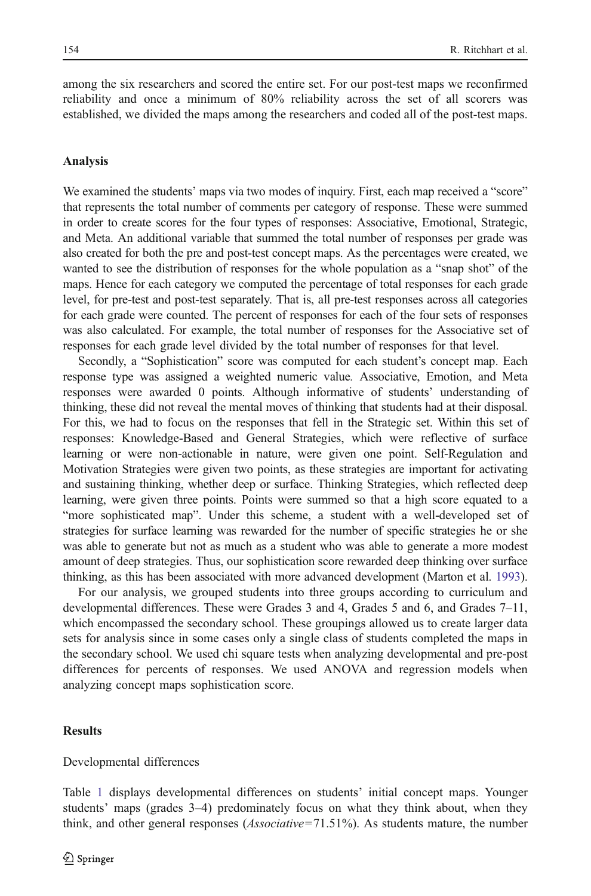among the six researchers and scored the entire set. For our post-test maps we reconfirmed reliability and once a minimum of 80% reliability across the set of all scorers was established, we divided the maps among the researchers and coded all of the post-test maps.

### Analysis

We examined the students' maps via two modes of inquiry. First, each map received a "score" that represents the total number of comments per category of response. These were summed in order to create scores for the four types of responses: Associative, Emotional, Strategic, and Meta. An additional variable that summed the total number of responses per grade was also created for both the pre and post-test concept maps. As the percentages were created, we wanted to see the distribution of responses for the whole population as a "snap shot" of the maps. Hence for each category we computed the percentage of total responses for each grade level, for pre-test and post-test separately. That is, all pre-test responses across all categories for each grade were counted. The percent of responses for each of the four sets of responses was also calculated. For example, the total number of responses for the Associative set of responses for each grade level divided by the total number of responses for that level.

Secondly, a "Sophistication" score was computed for each student's concept map. Each response type was assigned a weighted numeric value. Associative, Emotion, and Meta responses were awarded 0 points. Although informative of students' understanding of thinking, these did not reveal the mental moves of thinking that students had at their disposal. For this, we had to focus on the responses that fell in the Strategic set. Within this set of responses: Knowledge-Based and General Strategies, which were reflective of surface learning or were non-actionable in nature, were given one point. Self-Regulation and Motivation Strategies were given two points, as these strategies are important for activating and sustaining thinking, whether deep or surface. Thinking Strategies, which reflected deep learning, were given three points. Points were summed so that a high score equated to a "more sophisticated map". Under this scheme, a student with a well-developed set of strategies for surface learning was rewarded for the number of specific strategies he or she was able to generate but not as much as a student who was able to generate a more modest amount of deep strategies. Thus, our sophistication score rewarded deep thinking over surface thinking, as this has been associated with more advanced development (Marton et al. 1993).

For our analysis, we grouped students into three groups according to curriculum and developmental differences. These were Grades 3 and 4, Grades 5 and 6, and Grades 7–11, which encompassed the secondary school. These groupings allowed us to create larger data sets for analysis since in some cases only a single class of students completed the maps in the secondary school. We used chi square tests when analyzing developmental and pre-post differences for percents of responses. We used ANOVA and regression models when analyzing concept maps sophistication score.

### Results

Developmental differences

Table 1 displays developmental differences on students' initial concept maps. Younger students' maps (grades 3–4) predominately focus on what they think about, when they think, and other general responses (*Associative*=71.51%). As students mature, the number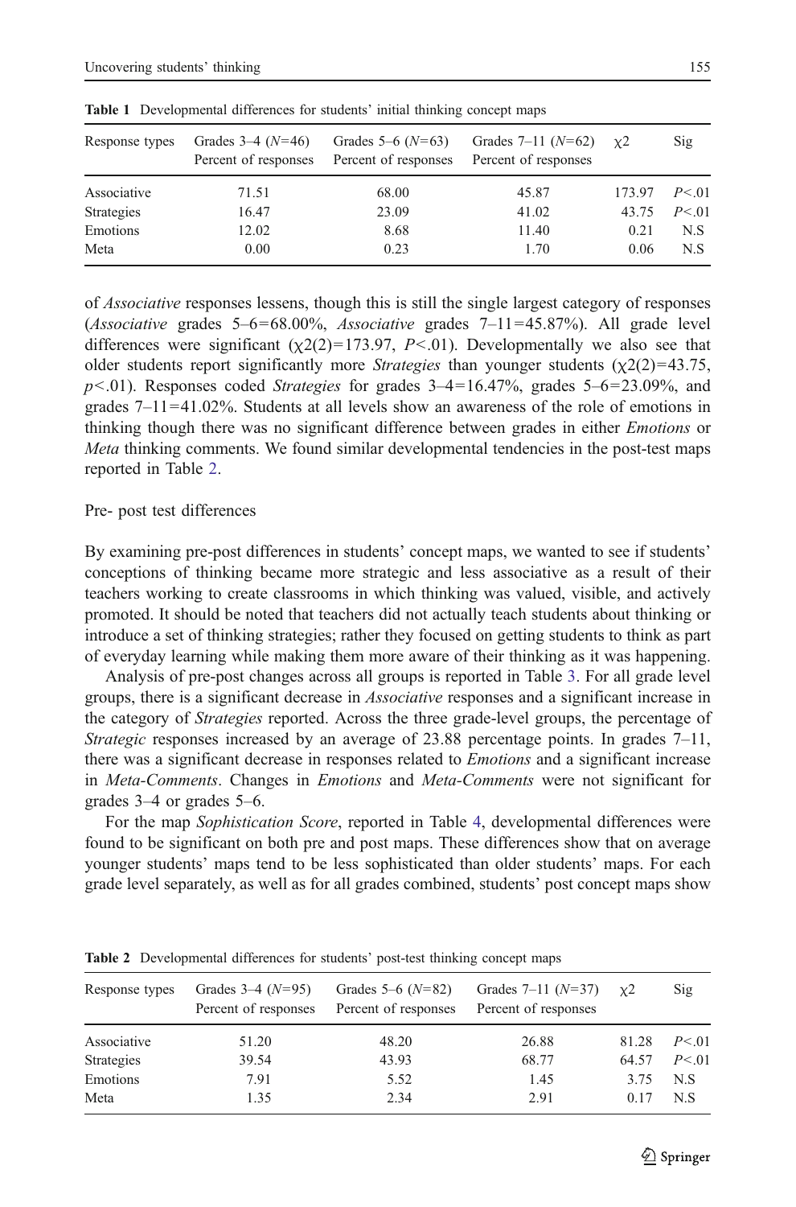Table 1 Developmental differences for students' initial thinking concept maps

| Response types | Grades 3–4 ($N$=46) Percent of responses | Grades 5–6 ($N$=63) Percent of responses | Grades 7–11 ($N$=62) Percent of responses | $\chi 2$ | Sig |
|---|---|---|---|---|---|
| Associative | 71.51 | 68.00 | 45.87 | 173.97 | $P<.01$ |
| Strategies | 16.47 | 23.09 | 41.02 | 43.75 | $P<.01$ |
| Emotions | 12.02 | 8.68 | 11.40 | 0.21 | N.S |
| Meta | 0.00 | 0.23 | 1.70 | 0.06 | N.S |

of *Associative* responses lessens, though this is still the single largest category of responses (*Associative* grades 5–6=68.00%, *Associative* grades 7–11=45.87%). All grade level differences were significant ($\chi 2(2)=173.97$, $P<.01$). Developmentally we also see that older students report significantly more *Strategies* than younger students ($\chi 2(2)=43.75$, $p<.01$). Responses coded *Strategies* for grades 3–4=16.47%, grades 5–6=23.09%, and grades 7–11=41.02%. Students at all levels show an awareness of the role of emotions in thinking though there was no significant difference between grades in either *Emotions* or *Meta* thinking comments. We found similar developmental tendencies in the post-test maps reported in Table 2.

## Pre- post test differences

By examining pre-post differences in students' concept maps, we wanted to see if students' conceptions of thinking became more strategic and less associative as a result of their teachers working to create classrooms in which thinking was valued, visible, and actively promoted. It should be noted that teachers did not actually teach students about thinking or introduce a set of thinking strategies; rather they focused on getting students to think as part of everyday learning while making them more aware of their thinking as it was happening.

Analysis of pre-post changes across all groups is reported in Table 3. For all grade level groups, there is a significant decrease in *Associative* responses and a significant increase in the category of *Strategies* reported. Across the three grade-level groups, the percentage of *Strategic* responses increased by an average of 23.88 percentage points. In grades 7–11, there was a significant decrease in responses related to *Emotions* and a significant increase in *Meta-Comments*. Changes in *Emotions* and *Meta-Comments* were not significant for grades 3–4 or grades 5–6.

For the map *Sophistication Score*, reported in Table 4, developmental differences were found to be significant on both pre and post maps. These differences show that on average younger students' maps tend to be less sophisticated than older students' maps. For each grade level separately, as well as for all grades combined, students' post concept maps show

Table 2 Developmental differences for students' post-test thinking concept maps

| Response types | Grades 3–4 ($N$=95) Percent of responses | Grades 5–6 ($N$=82) Percent of responses | Grades 7–11 ($N$=37) Percent of responses | $\chi 2$ | Sig |
|---|---|---|---|---|---|
| Associative | 51.20 | 48.20 | 26.88 | 81.28 | $P<.01$ |
| Strategies | 39.54 | 43.93 | 68.77 | 64.57 | $P<.01$ |
| Emotions | 7.91 | 5.52 | 1.45 | 3.75 | N.S |
| Meta | 1.35 | 2.34 | 2.91 | 0.17 | N.S |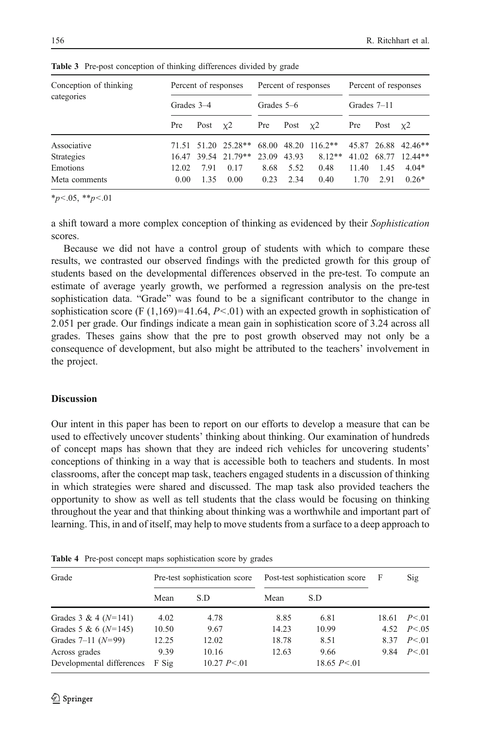**Table 3** Pre-post conception of thinking differences divided by grade

| Conception of thinking categories | Percent of responses | | | Percent of responses | | | Percent of responses | | |
|---|---|---|---|---|---|---|---|---|---|
| | Grades 3–4 | | | Grades 5–6 | | | Grades 7–11 | | |
| | Pre | Post | $\chi 2$ | Pre | Post | $\chi 2$ | Pre | Post | $\chi 2$ |
| Associative | 71.51 | 51.20 | 25.28** | 68.00 | 48.20 | 116.2** | 45.87 | 26.88 | 42.46** |
| Strategies | 16.47 | 39.54 | 21.79** | 23.09 | 43.93 | 8.12** | 41.02 | 68.77 | 12.44** |
| Emotions | 12.02 | 7.91 | 0.17 | 8.68 | 5.52 | 0.48 | 11.40 | 1.45 | 4.04* |
| Meta comments | 0.00 | 1.35 | 0.00 | 0.23 | 2.34 | 0.40 | 1.70 | 2.91 | 0.26* |

*$p<.05$, **$p<.01$

a shift toward a more complex conception of thinking as evidenced by their *Sophistication* scores.

Because we did not have a control group of students with which to compare these results, we contrasted our observed findings with the predicted growth for this group of students based on the developmental differences observed in the pre-test. To compute an estimate of average yearly growth, we performed a regression analysis on the pre-test sophistication data. "Grade" was found to be a significant contributor to the change in sophistication score ($F\ (1,169)=41.64$, $P<.01$) with an expected growth in sophistication of 2.051 per grade. Our findings indicate a mean gain in sophistication score of 3.24 across all grades. Theses gains show that the pre to post growth observed may not only be a consequence of development, but also might be attributed to the teachers' involvement in the project.

## Discussion

Our intent in this paper has been to report on our efforts to develop a measure that can be used to effectively uncover students' thinking about thinking. Our examination of hundreds of concept maps has shown that they are indeed rich vehicles for uncovering students' conceptions of thinking in a way that is accessible both to teachers and students. In most classrooms, after the concept map task, teachers engaged students in a discussion of thinking in which strategies were shared and discussed. The map task also provided teachers the opportunity to show as well as tell students that the class would be focusing on thinking throughout the year and that thinking about thinking was a worthwhile and important part of learning. This, in and of itself, may help to move students from a surface to a deep approach to

**Table 4** Pre-post concept maps sophistication score by grades

| Grade | Pre-test sophistication score | | Post-test sophistication score | | F | Sig |
|---|---|---|---|---|---|---|
| | Mean | S.D | Mean | S.D | | |
| Grades 3 & 4 ($N=141$) | 4.02 | 4.78 | 8.85 | 6.81 | 18.61 | $P<.01$ |
| Grades 5 & 6 ($N=145$) | 10.50 | 9.67 | 14.23 | 10.99 | 4.52 | $P<.05$ |
| Grades 7–11 ($N=99$) | 12.25 | 12.02 | 18.78 | 8.51 | 8.37 | $P<.01$ |
| Across grades | 9.39 | 10.16 | 12.63 | 9.66 | 9.84 | $P<.01$ |
| Developmental differences | F Sig | 10.27 $P<.01$ | | 18.65 $P<.01$ | | |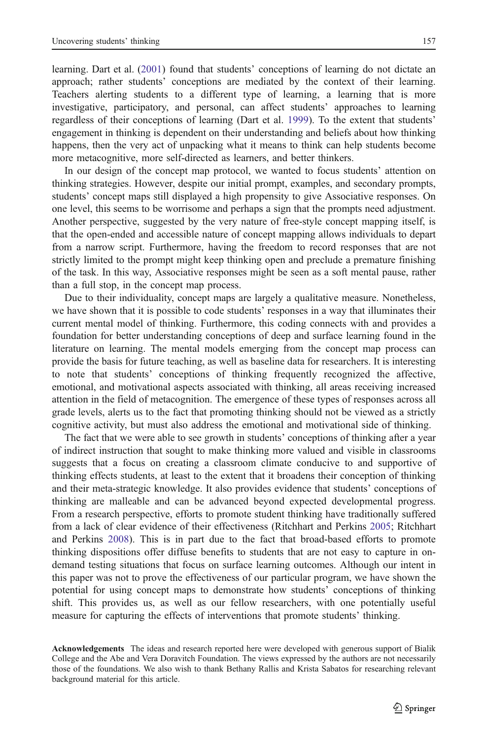learning. Dart et al. (2001) found that students' conceptions of learning do not dictate an approach; rather students' conceptions are mediated by the context of their learning. Teachers alerting students to a different type of learning, a learning that is more investigative, participatory, and personal, can affect students' approaches to learning regardless of their conceptions of learning (Dart et al. 1999). To the extent that students' engagement in thinking is dependent on their understanding and beliefs about how thinking happens, then the very act of unpacking what it means to think can help students become more metacognitive, more self-directed as learners, and better thinkers.

In our design of the concept map protocol, we wanted to focus students' attention on thinking strategies. However, despite our initial prompt, examples, and secondary prompts, students' concept maps still displayed a high propensity to give Associative responses. On one level, this seems to be worrisome and perhaps a sign that the prompts need adjustment. Another perspective, suggested by the very nature of free-style concept mapping itself, is that the open-ended and accessible nature of concept mapping allows individuals to depart from a narrow script. Furthermore, having the freedom to record responses that are not strictly limited to the prompt might keep thinking open and preclude a premature finishing of the task. In this way, Associative responses might be seen as a soft mental pause, rather than a full stop, in the concept map process.

Due to their individuality, concept maps are largely a qualitative measure. Nonetheless, we have shown that it is possible to code students' responses in a way that illuminates their current mental model of thinking. Furthermore, this coding connects with and provides a foundation for better understanding conceptions of deep and surface learning found in the literature on learning. The mental models emerging from the concept map process can provide the basis for future teaching, as well as baseline data for researchers. It is interesting to note that students' conceptions of thinking frequently recognized the affective, emotional, and motivational aspects associated with thinking, all areas receiving increased attention in the field of metacognition. The emergence of these types of responses across all grade levels, alerts us to the fact that promoting thinking should not be viewed as a strictly cognitive activity, but must also address the emotional and motivational side of thinking.

The fact that we were able to see growth in students' conceptions of thinking after a year of indirect instruction that sought to make thinking more valued and visible in classrooms suggests that a focus on creating a classroom climate conducive to and supportive of thinking effects students, at least to the extent that it broadens their conception of thinking and their meta-strategic knowledge. It also provides evidence that students' conceptions of thinking are malleable and can be advanced beyond expected developmental progress. From a research perspective, efforts to promote student thinking have traditionally suffered from a lack of clear evidence of their effectiveness (Ritchhart and Perkins 2005; Ritchhart and Perkins 2008). This is in part due to the fact that broad-based efforts to promote thinking dispositions offer diffuse benefits to students that are not easy to capture in on-demand testing situations that focus on surface learning outcomes. Although our intent in this paper was not to prove the effectiveness of our particular program, we have shown the potential for using concept maps to demonstrate how students' conceptions of thinking shift. This provides us, as well as our fellow researchers, with one potentially useful measure for capturing the effects of interventions that promote students' thinking.

**Acknowledgements** The ideas and research reported here were developed with generous support of Bialik College and the Abe and Vera Doravitch Foundation. The views expressed by the authors are not necessarily those of the foundations. We also wish to thank Bethany Rallis and Krista Sabatos for researching relevant background material for this article.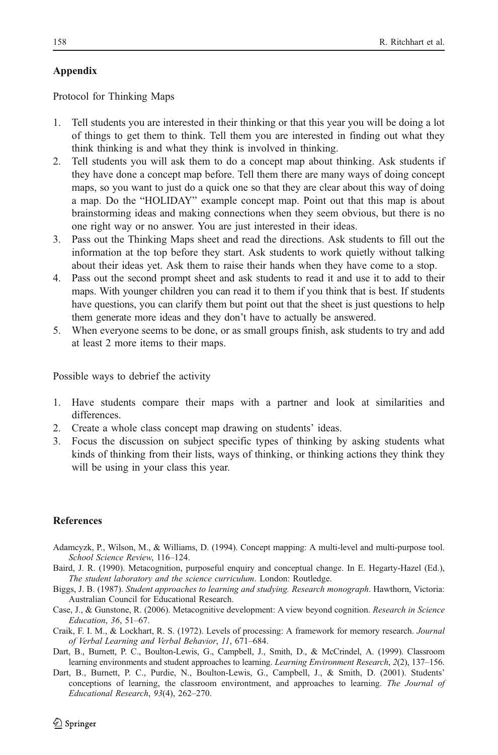## Appendix

Protocol for Thinking Maps

1. Tell students you are interested in their thinking or that this year you will be doing a lot of things to get them to think. Tell them you are interested in finding out what they think thinking is and what they think is involved in thinking.
2. Tell students you will ask them to do a concept map about thinking. Ask students if they have done a concept map before. Tell them there are many ways of doing concept maps, so you want to just do a quick one so that they are clear about this way of doing a map. Do the "HOLIDAY" example concept map. Point out that this map is about brainstorming ideas and making connections when they seem obvious, but there is no one right way or no answer. You are just interested in their ideas.
3. Pass out the Thinking Maps sheet and read the directions. Ask students to fill out the information at the top before they start. Ask students to work quietly without talking about their ideas yet. Ask them to raise their hands when they have come to a stop.
4. Pass out the second prompt sheet and ask students to read it and use it to add to their maps. With younger children you can read it to them if you think that is best. If students have questions, you can clarify them but point out that the sheet is just questions to help them generate more ideas and they don't have to actually be answered.
5. When everyone seems to be done, or as small groups finish, ask students to try and add at least 2 more items to their maps.

Possible ways to debrief the activity

1. Have students compare their maps with a partner and look at similarities and differences.
2. Create a whole class concept map drawing on students' ideas.
3. Focus the discussion on subject specific types of thinking by asking students what kinds of thinking from their lists, ways of thinking, or thinking actions they think they will be using in your class this year.

## References

Adamcyzk, P., Wilson, M., & Williams, D. (1994). Concept mapping: A multi-level and multi-purpose tool. *School Science Review*, 116–124.

Baird, J. R. (1990). Metacognition, purposeful enquiry and conceptual change. In E. Hegarty-Hazel (Ed.), *The student laboratory and the science curriculum*. London: Routledge.

Biggs, J. B. (1987). *Student approaches to learning and studying. Research monograph*. Hawthorn, Victoria: Australian Council for Educational Research.

Case, J., & Gunstone, R. (2006). Metacognitive development: A view beyond cognition. *Research in Science Education*, *36*, 51–67.

Craik, F. I. M., & Lockhart, R. S. (1972). Levels of processing: A framework for memory research. *Journal of Verbal Learning and Verbal Behavior*, *11*, 671–684.

Dart, B., Burnett, P. C., Boulton-Lewis, G., Campbell, J., Smith, D., & McCrindel, A. (1999). Classroom learning environments and student approaches to learning. *Learning Environment Research*, *2*(2), 137–156.

Dart, B., Burnett, P. C., Purdie, N., Boulton-Lewis, G., Campbell, J., & Smith, D. (2001). Students' conceptions of learning, the classroom environtment, and approaches to learning. *The Journal of Educational Research*, *93*(4), 262–270.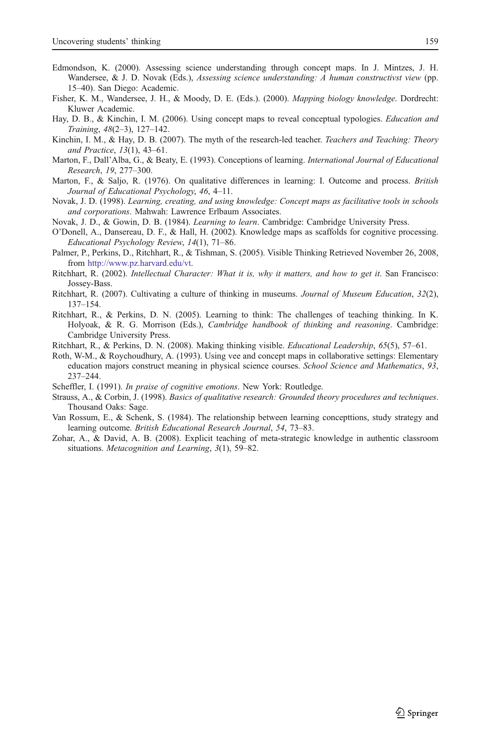Edmondson, K. (2000). Assessing science understanding through concept maps. In J. Mintzes, J. H. Wandersee, & J. D. Novak (Eds.), *Assessing science understanding: A human constructivst view* (pp. 15–40). San Diego: Academic.

Fisher, K. M., Wandersee, J. H., & Moody, D. E. (Eds.). (2000). *Mapping biology knowledge*. Dordrecht: Kluwer Academic.

Hay, D. B., & Kinchin, I. M. (2006). Using concept maps to reveal conceptual typologies. *Education and Training*, *48*(2–3), 127–142.

Kinchin, I. M., & Hay, D. B. (2007). The myth of the research-led teacher. *Teachers and Teaching: Theory and Practice*, *13*(1), 43–61.

Marton, F., Dall'Alba, G., & Beaty, E. (1993). Conceptions of learning. *International Journal of Educational Research*, *19*, 277–300.

Marton, F., & Saljo, R. (1976). On qualitative differences in learning: I. Outcome and process. *British Journal of Educational Psychology*, *46*, 4–11.

Novak, J. D. (1998). *Learning, creating, and using knowledge: Concept maps as facilitative tools in schools and corporations*. Mahwah: Lawrence Erlbaum Associates.

Novak, J. D., & Gowin, D. B. (1984). *Learning to learn*. Cambridge: Cambridge University Press.

O'Donell, A., Dansereau, D. F., & Hall, H. (2002). Knowledge maps as scaffolds for cognitive processing. *Educational Psychology Review*, *14*(1), 71–86.

Palmer, P., Perkins, D., Ritchhart, R., & Tishman, S. (2005). Visible Thinking Retrieved November 26, 2008, from http://www.pz.harvard.edu/vt.

Ritchhart, R. (2002). *Intellectual Character: What it is, why it matters, and how to get it*. San Francisco: Jossey-Bass.

Ritchhart, R. (2007). Cultivating a culture of thinking in museums. *Journal of Museum Education*, *32*(2), 137–154.

Ritchhart, R., & Perkins, D. N. (2005). Learning to think: The challenges of teaching thinking. In K. Holyoak, & R. G. Morrison (Eds.), *Cambridge handbook of thinking and reasoning*. Cambridge: Cambridge University Press.

Ritchhart, R., & Perkins, D. N. (2008). Making thinking visible. *Educational Leadership*, *65*(5), 57–61.

Roth, W-M., & Roychoudhury, A. (1993). Using vee and concept maps in collaborative settings: Elementary education majors construct meaning in physical science courses. *School Science and Mathematics*, *93*, 237–244.

Scheffler, I. (1991). *In praise of cognitive emotions*. New York: Routledge.

Strauss, A., & Corbin, J. (1998). *Basics of qualitative research: Grounded theory procedures and techniques*. Thousand Oaks: Sage.

Van Rossum, E., & Schenk, S. (1984). The relationship between learning concepttions, study strategy and learning outcome. *British Educational Research Journal*, *54*, 73–83.

Zohar, A., & David, A. B. (2008). Explicit teaching of meta-strategic knowledge in authentic classroom situations. *Metacognition and Learning*, *3*(1), 59–82.